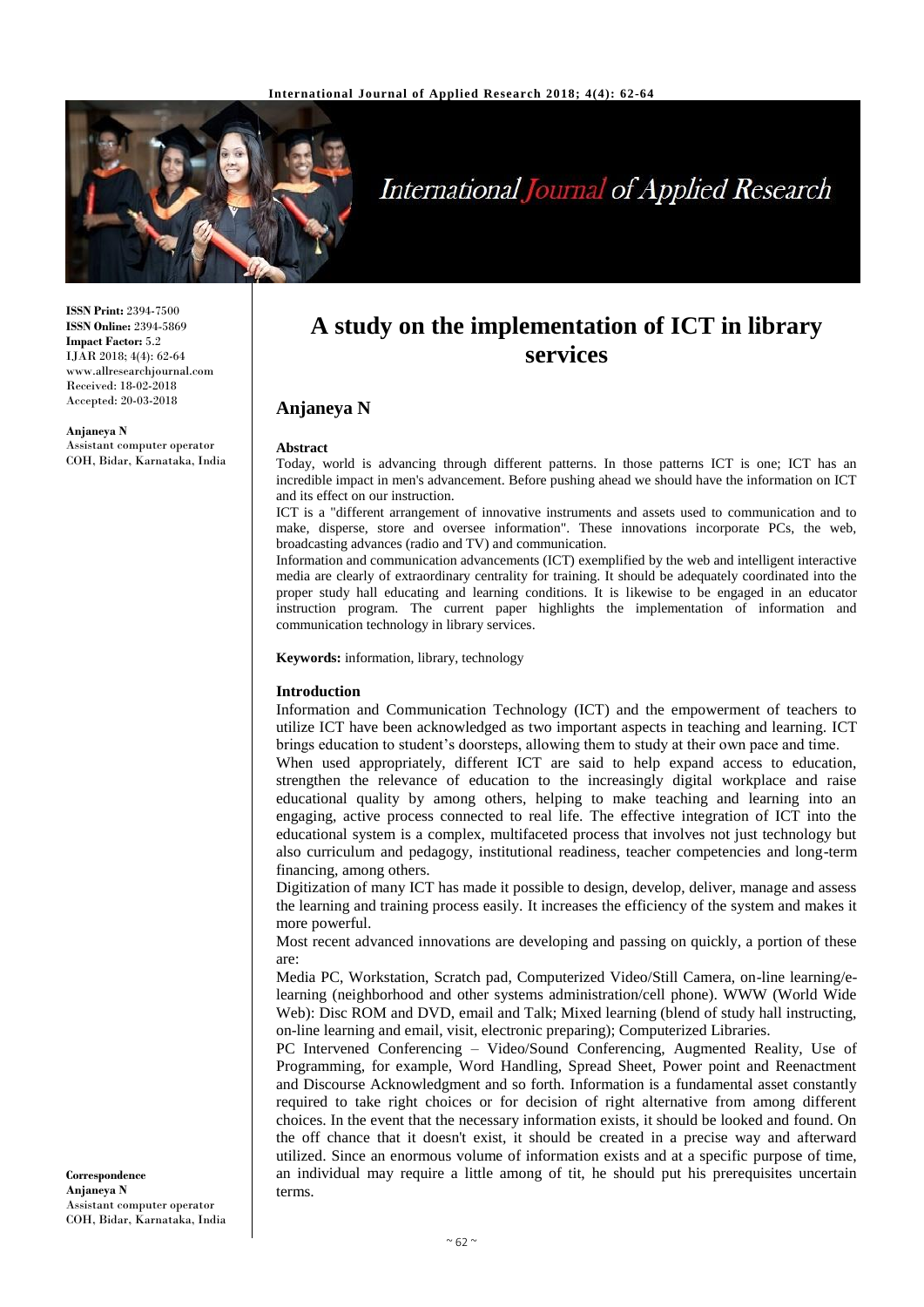ISSN Print: 2394-7500
ISSN Online: 2394-5869
Impact Factor: 5.2
IJAR 2018; 4(4): 62-64
www.allresearchjournal.com
Received: 18-02-2018
Accepted: 20-03-2018

**Anjaneya N**
Assistant computer operator
COH, Bidar, Karnataka, India

**Correspondence**
**Anjaneya N**
Assistant computer operator
COH, Bidar, Karnataka, India

# A study on the implementation of ICT in library services

## Anjaneya N

**Abstract**

Today, world is advancing through different patterns. In those patterns ICT is one; ICT has an incredible impact in men's advancement. Before pushing ahead we should have the information on ICT and its effect on our instruction.

ICT is a "different arrangement of innovative instruments and assets used to communication and to make, disperse, store and oversee information". These innovations incorporate PCs, the web, broadcasting advances (radio and TV) and communication.

Information and communication advancements (ICT) exemplified by the web and intelligent interactive media are clearly of extraordinary centrality for training. It should be adequately coordinated into the proper study hall educating and learning conditions. It is likewise to be engaged in an educator instruction program. The current paper highlights the implementation of information and communication technology in library services.

**Keywords:** information, library, technology

**Introduction**

Information and Communication Technology (ICT) and the empowerment of teachers to utilize ICT have been acknowledged as two important aspects in teaching and learning. ICT brings education to student's doorsteps, allowing them to study at their own pace and time.

When used appropriately, different ICT are said to help expand access to education, strengthen the relevance of education to the increasingly digital workplace and raise educational quality by among others, helping to make teaching and learning into an engaging, active process connected to real life. The effective integration of ICT into the educational system is a complex, multifaceted process that involves not just technology but also curriculum and pedagogy, institutional readiness, teacher competencies and long-term financing, among others.

Digitization of many ICT has made it possible to design, develop, deliver, manage and assess the learning and training process easily. It increases the efficiency of the system and makes it more powerful.

Most recent advanced innovations are developing and passing on quickly, a portion of these are:

Media PC, Workstation, Scratch pad, Computerized Video/Still Camera, on-line learning/e-learning (neighborhood and other systems administration/cell phone). WWW (World Wide Web): Disc ROM and DVD, email and Talk; Mixed learning (blend of study hall instructing, on-line learning and email, visit, electronic preparing); Computerized Libraries.

PC Intervened Conferencing – Video/Sound Conferencing, Augmented Reality, Use of Programming, for example, Word Handling, Spread Sheet, Power point and Reenactment and Discourse Acknowledgment and so forth. Information is a fundamental asset constantly required to take right choices or for decision of right alternative from among different choices. In the event that the necessary information exists, it should be looked and found. On the off chance that it doesn't exist, it should be created in a precise way and afterward utilized. Since an enormous volume of information exists and at a specific purpose of time, an individual may require a little among of tit, he should put his prerequisites uncertain terms.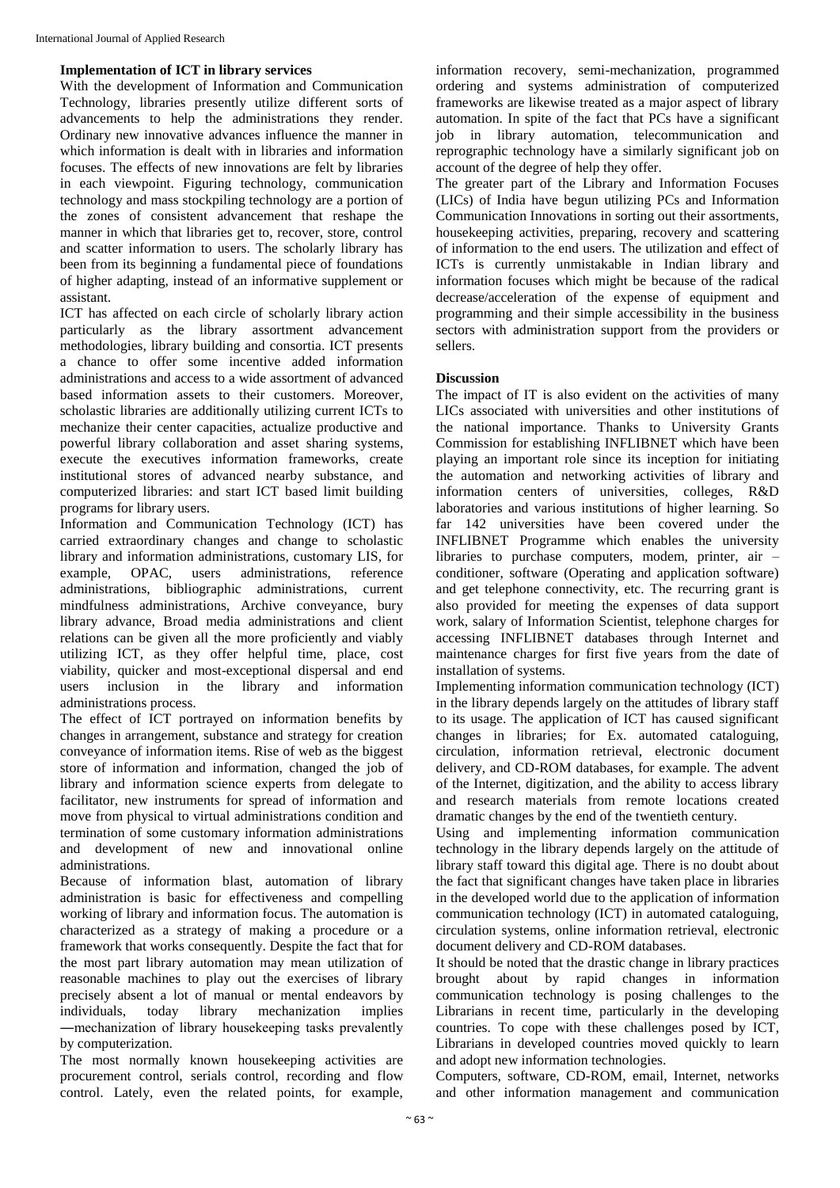### Implementation of ICT in library services

With the development of Information and Communication Technology, libraries presently utilize different sorts of advancements to help the administrations they render. Ordinary new innovative advances influence the manner in which information is dealt with in libraries and information focuses. The effects of new innovations are felt by libraries in each viewpoint. Figuring technology, communication technology and mass stockpiling technology are a portion of the zones of consistent advancement that reshape the manner in which that libraries get to, recover, store, control and scatter information to users. The scholarly library has been from its beginning a fundamental piece of foundations of higher adapting, instead of an informative supplement or assistant.

ICT has affected on each circle of scholarly library action particularly as the library assortment advancement methodologies, library building and consortia. ICT presents a chance to offer some incentive added information administrations and access to a wide assortment of advanced based information assets to their customers. Moreover, scholastic libraries are additionally utilizing current ICTs to mechanize their center capacities, actualize productive and powerful library collaboration and asset sharing systems, execute the executives information frameworks, create institutional stores of advanced nearby substance, and computerized libraries: and start ICT based limit building programs for library users.

Information and Communication Technology (ICT) has carried extraordinary changes and change to scholastic library and information administrations, customary LIS, for example, OPAC, users administrations, reference administrations, bibliographic administrations, current mindfulness administrations, Archive conveyance, bury library advance, Broad media administrations and client relations can be given all the more proficiently and viably utilizing ICT, as they offer helpful time, place, cost viability, quicker and most-exceptional dispersal and end users inclusion in the library and information administrations process.

The effect of ICT portrayed on information benefits by changes in arrangement, substance and strategy for creation conveyance of information items. Rise of web as the biggest store of information and information, changed the job of library and information science experts from delegate to facilitator, new instruments for spread of information and move from physical to virtual administrations condition and termination of some customary information administrations and development of new and innovational online administrations.

Because of information blast, automation of library administration is basic for effectiveness and compelling working of library and information focus. The automation is characterized as a strategy of making a procedure or a framework that works consequently. Despite the fact that for the most part library automation may mean utilization of reasonable machines to play out the exercises of library precisely absent a lot of manual or mental endeavors by individuals, today library mechanization implies ―mechanization of library housekeeping tasks prevalently by computerization.

The most normally known housekeeping activities are procurement control, serials control, recording and flow control. Lately, even the related points, for example, information recovery, semi-mechanization, programmed ordering and systems administration of computerized frameworks are likewise treated as a major aspect of library automation. In spite of the fact that PCs have a significant job in library automation, telecommunication and reprographic technology have a similarly significant job on account of the degree of help they offer.

The greater part of the Library and Information Focuses (LICs) of India have begun utilizing PCs and Information Communication Innovations in sorting out their assortments, housekeeping activities, preparing, recovery and scattering of information to the end users. The utilization and effect of ICTs is currently unmistakable in Indian library and information focuses which might be because of the radical decrease/acceleration of the expense of equipment and programming and their simple accessibility in the business sectors with administration support from the providers or sellers.

### Discussion

The impact of IT is also evident on the activities of many LICs associated with universities and other institutions of the national importance. Thanks to University Grants Commission for establishing INFLIBNET which have been playing an important role since its inception for initiating the automation and networking activities of library and information centers of universities, colleges, R&D laboratories and various institutions of higher learning. So far 142 universities have been covered under the INFLIBNET Programme which enables the university libraries to purchase computers, modem, printer, air – conditioner, software (Operating and application software) and get telephone connectivity, etc. The recurring grant is also provided for meeting the expenses of data support work, salary of Information Scientist, telephone charges for accessing INFLIBNET databases through Internet and maintenance charges for first five years from the date of installation of systems.

Implementing information communication technology (ICT) in the library depends largely on the attitudes of library staff to its usage. The application of ICT has caused significant changes in libraries; for Ex. automated cataloguing, circulation, information retrieval, electronic document delivery, and CD-ROM databases, for example. The advent of the Internet, digitization, and the ability to access library and research materials from remote locations created dramatic changes by the end of the twentieth century.

Using and implementing information communication technology in the library depends largely on the attitude of library staff toward this digital age. There is no doubt about the fact that significant changes have taken place in libraries in the developed world due to the application of information communication technology (ICT) in automated cataloguing, circulation systems, online information retrieval, electronic document delivery and CD-ROM databases.

It should be noted that the drastic change in library practices brought about by rapid changes in information communication technology is posing challenges to the Librarians in recent time, particularly in the developing countries. To cope with these challenges posed by ICT, Librarians in developed countries moved quickly to learn and adopt new information technologies.

Computers, software, CD-ROM, email, Internet, networks and other information management and communication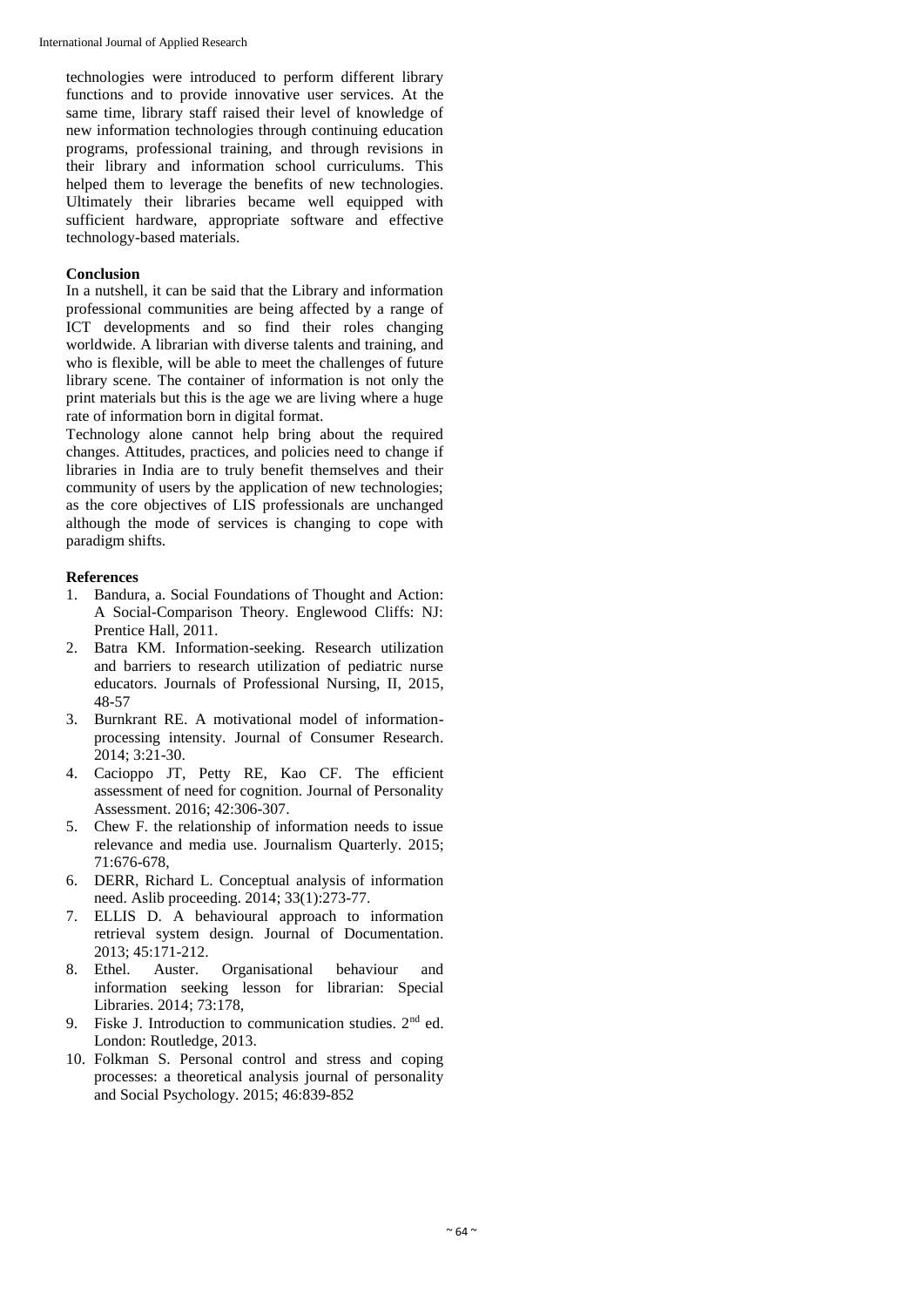technologies were introduced to perform different library functions and to provide innovative user services. At the same time, library staff raised their level of knowledge of new information technologies through continuing education programs, professional training, and through revisions in their library and information school curriculums. This helped them to leverage the benefits of new technologies. Ultimately their libraries became well equipped with sufficient hardware, appropriate software and effective technology-based materials.

**Conclusion**

In a nutshell, it can be said that the Library and information professional communities are being affected by a range of ICT developments and so find their roles changing worldwide. A librarian with diverse talents and training, and who is flexible, will be able to meet the challenges of future library scene. The container of information is not only the print materials but this is the age we are living where a huge rate of information born in digital format.

Technology alone cannot help bring about the required changes. Attitudes, practices, and policies need to change if libraries in India are to truly benefit themselves and their community of users by the application of new technologies; as the core objectives of LIS professionals are unchanged although the mode of services is changing to cope with paradigm shifts.

**References**

1. Bandura, a. Social Foundations of Thought and Action: A Social-Comparison Theory. Englewood Cliffs: NJ: Prentice Hall, 2011.
2. Batra KM. Information-seeking. Research utilization and barriers to research utilization of pediatric nurse educators. Journals of Professional Nursing, II, 2015, 48-57
3. Burnkrant RE. A motivational model of information-processing intensity. Journal of Consumer Research. 2014; 3:21-30.
4. Cacioppo JT, Petty RE, Kao CF. The efficient assessment of need for cognition. Journal of Personality Assessment. 2016; 42:306-307.
5. Chew F. the relationship of information needs to issue relevance and media use. Journalism Quarterly. 2015; 71:676-678,
6. DERR, Richard L. Conceptual analysis of information need. Aslib proceeding. 2014; 33(1):273-77.
7. ELLIS D. A behavioural approach to information retrieval system design. Journal of Documentation. 2013; 45:171-212.
8. Ethel. Auster. Organisational behaviour and information seeking lesson for librarian: Special Libraries. 2014; 73:178,
9. Fiske J. Introduction to communication studies. 2nd ed. London: Routledge, 2013.
10. Folkman S. Personal control and stress and coping processes: a theoretical analysis journal of personality and Social Psychology. 2015; 46:839-852